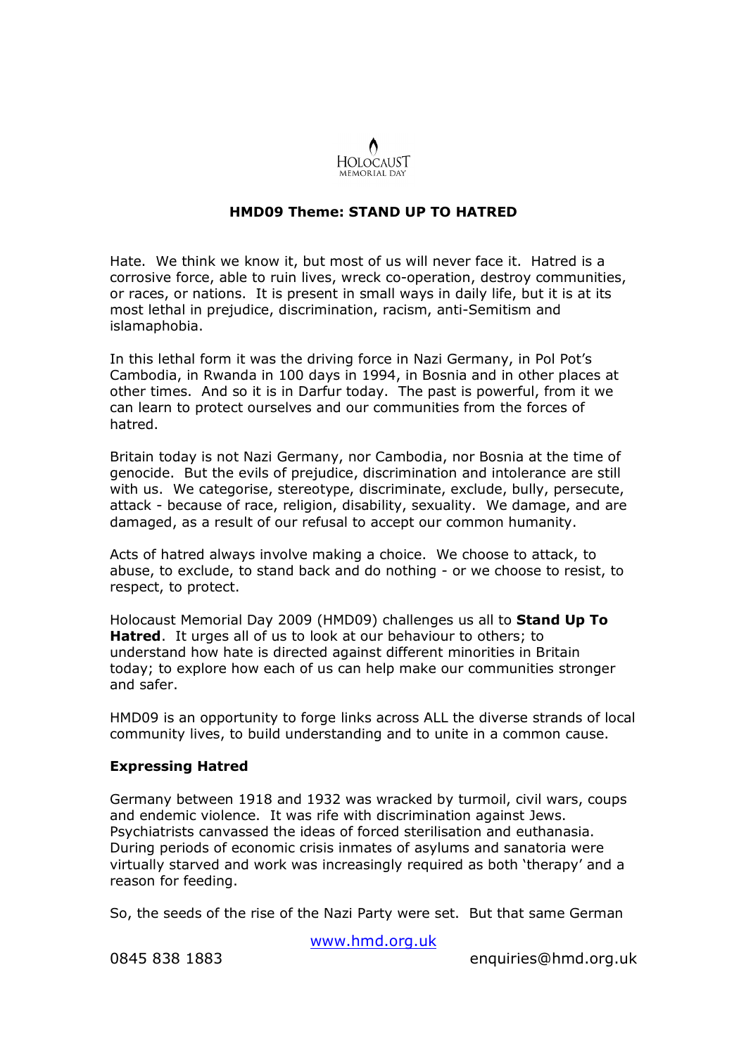Holocaust Memorial Day

## HMD09 Theme: STAND UP TO HATRED

Hate. We think we know it, but most of us will never face it. Hatred is a corrosive force, able to ruin lives, wreck co-operation, destroy communities, or races, or nations. It is present in small ways in daily life, but it is at its most lethal in prejudice, discrimination, racism, anti-Semitism and islamaphobia.

In this lethal form it was the driving force in Nazi Germany, in Pol Pot's Cambodia, in Rwanda in 100 days in 1994, in Bosnia and in other places at other times. And so it is in Darfur today. The past is powerful, from it we can learn to protect ourselves and our communities from the forces of hatred.

Britain today is not Nazi Germany, nor Cambodia, nor Bosnia at the time of genocide. But the evils of prejudice, discrimination and intolerance are still with us. We categorise, stereotype, discriminate, exclude, bully, persecute, attack - because of race, religion, disability, sexuality. We damage, and are damaged, as a result of our refusal to accept our common humanity.

Acts of hatred always involve making a choice. We choose to attack, to abuse, to exclude, to stand back and do nothing - or we choose to resist, to respect, to protect.

Holocaust Memorial Day 2009 (HMD09) challenges us all to **Stand Up To Hatred**. It urges all of us to look at our behaviour to others; to understand how hate is directed against different minorities in Britain today; to explore how each of us can help make our communities stronger and safer.

HMD09 is an opportunity to forge links across ALL the diverse strands of local community lives, to build understanding and to unite in a common cause.

### Expressing Hatred

Germany between 1918 and 1932 was wracked by turmoil, civil wars, coups and endemic violence. It was rife with discrimination against Jews. Psychiatrists canvassed the ideas of forced sterilisation and euthanasia. During periods of economic crisis inmates of asylums and sanatoria were virtually starved and work was increasingly required as both 'therapy' and a reason for feeding.

So, the seeds of the rise of the Nazi Party were set. But that same German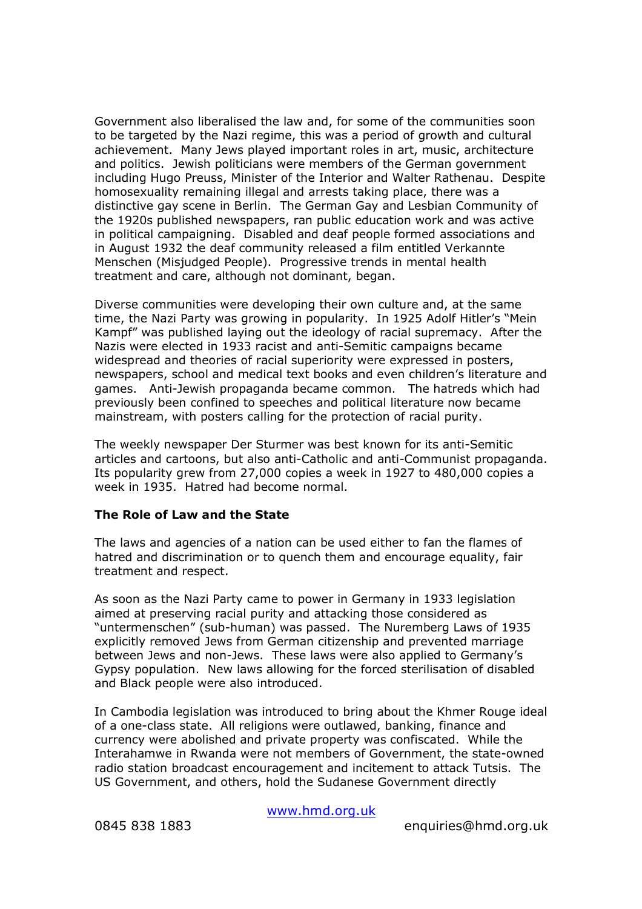Government also liberalised the law and, for some of the communities soon to be targeted by the Nazi regime, this was a period of growth and cultural achievement. Many Jews played important roles in art, music, architecture and politics. Jewish politicians were members of the German government including Hugo Preuss, Minister of the Interior and Walter Rathenau. Despite homosexuality remaining illegal and arrests taking place, there was a distinctive gay scene in Berlin. The German Gay and Lesbian Community of the 1920s published newspapers, ran public education work and was active in political campaigning. Disabled and deaf people formed associations and in August 1932 the deaf community released a film entitled Verkannte Menschen (Misjudged People). Progressive trends in mental health treatment and care, although not dominant, began.

Diverse communities were developing their own culture and, at the same time, the Nazi Party was growing in popularity. In 1925 Adolf Hitler's "Mein Kampf" was published laying out the ideology of racial supremacy. After the Nazis were elected in 1933 racist and anti-Semitic campaigns became widespread and theories of racial superiority were expressed in posters, newspapers, school and medical text books and even children's literature and games. Anti-Jewish propaganda became common. The hatreds which had previously been confined to speeches and political literature now became mainstream, with posters calling for the protection of racial purity.

The weekly newspaper Der Sturmer was best known for its anti-Semitic articles and cartoons, but also anti-Catholic and anti-Communist propaganda. Its popularity grew from 27,000 copies a week in 1927 to 480,000 copies a week in 1935. Hatred had become normal.

**The Role of Law and the State**

The laws and agencies of a nation can be used either to fan the flames of hatred and discrimination or to quench them and encourage equality, fair treatment and respect.

As soon as the Nazi Party came to power in Germany in 1933 legislation aimed at preserving racial purity and attacking those considered as "untermenschen" (sub-human) was passed. The Nuremberg Laws of 1935 explicitly removed Jews from German citizenship and prevented marriage between Jews and non-Jews. These laws were also applied to Germany's Gypsy population. New laws allowing for the forced sterilisation of disabled and Black people were also introduced.

In Cambodia legislation was introduced to bring about the Khmer Rouge ideal of a one-class state. All religions were outlawed, banking, finance and currency were abolished and private property was confiscated. While the Interahamwe in Rwanda were not members of Government, the state-owned radio station broadcast encouragement and incitement to attack Tutsis. The US Government, and others, hold the Sudanese Government directly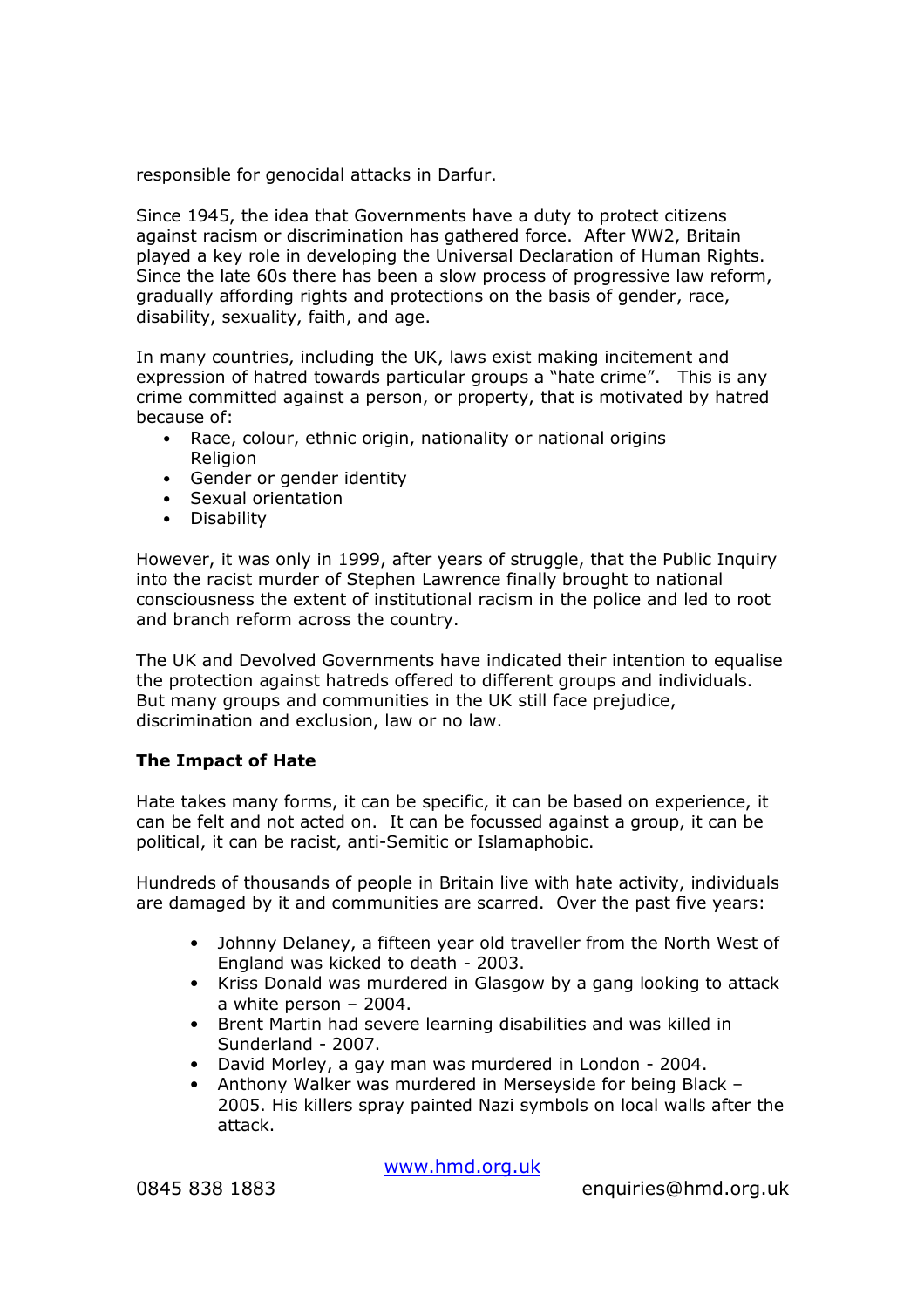responsible for genocidal attacks in Darfur.

Since 1945, the idea that Governments have a duty to protect citizens against racism or discrimination has gathered force. After WW2, Britain played a key role in developing the Universal Declaration of Human Rights. Since the late 60s there has been a slow process of progressive law reform, gradually affording rights and protections on the basis of gender, race, disability, sexuality, faith, and age.

In many countries, including the UK, laws exist making incitement and expression of hatred towards particular groups a "hate crime". This is any crime committed against a person, or property, that is motivated by hatred because of:

- Race, colour, ethnic origin, nationality or national origins Religion
- Gender or gender identity
- Sexual orientation
- Disability

However, it was only in 1999, after years of struggle, that the Public Inquiry into the racist murder of Stephen Lawrence finally brought to national consciousness the extent of institutional racism in the police and led to root and branch reform across the country.

The UK and Devolved Governments have indicated their intention to equalise the protection against hatreds offered to different groups and individuals. But many groups and communities in the UK still face prejudice, discrimination and exclusion, law or no law.

**The Impact of Hate**

Hate takes many forms, it can be specific, it can be based on experience, it can be felt and not acted on. It can be focussed against a group, it can be political, it can be racist, anti-Semitic or Islamaphobic.

Hundreds of thousands of people in Britain live with hate activity, individuals are damaged by it and communities are scarred. Over the past five years:

- Johnny Delaney, a fifteen year old traveller from the North West of England was kicked to death - 2003.
- Kriss Donald was murdered in Glasgow by a gang looking to attack a white person – 2004.
- Brent Martin had severe learning disabilities and was killed in Sunderland - 2007.
- David Morley, a gay man was murdered in London - 2004.
- Anthony Walker was murdered in Merseyside for being Black – 2005. His killers spray painted Nazi symbols on local walls after the attack.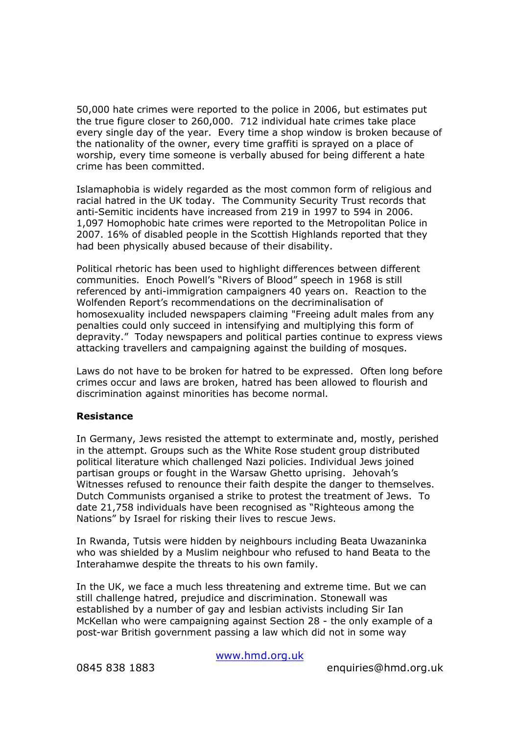50,000 hate crimes were reported to the police in 2006, but estimates put the true figure closer to 260,000. 712 individual hate crimes take place every single day of the year. Every time a shop window is broken because of the nationality of the owner, every time graffiti is sprayed on a place of worship, every time someone is verbally abused for being different a hate crime has been committed.

Islamaphobia is widely regarded as the most common form of religious and racial hatred in the UK today. The Community Security Trust records that anti-Semitic incidents have increased from 219 in 1997 to 594 in 2006. 1,097 Homophobic hate crimes were reported to the Metropolitan Police in 2007. 16% of disabled people in the Scottish Highlands reported that they had been physically abused because of their disability.

Political rhetoric has been used to highlight differences between different communities. Enoch Powell's "Rivers of Blood" speech in 1968 is still referenced by anti-immigration campaigners 40 years on. Reaction to the Wolfenden Report's recommendations on the decriminalisation of homosexuality included newspapers claiming "Freeing adult males from any penalties could only succeed in intensifying and multiplying this form of depravity." Today newspapers and political parties continue to express views attacking travellers and campaigning against the building of mosques.

Laws do not have to be broken for hatred to be expressed. Often long before crimes occur and laws are broken, hatred has been allowed to flourish and discrimination against minorities has become normal.

**Resistance**

In Germany, Jews resisted the attempt to exterminate and, mostly, perished in the attempt. Groups such as the White Rose student group distributed political literature which challenged Nazi policies. Individual Jews joined partisan groups or fought in the Warsaw Ghetto uprising. Jehovah's Witnesses refused to renounce their faith despite the danger to themselves. Dutch Communists organised a strike to protest the treatment of Jews. To date 21,758 individuals have been recognised as "Righteous among the Nations" by Israel for risking their lives to rescue Jews.

In Rwanda, Tutsis were hidden by neighbours including Beata Uwazaninka who was shielded by a Muslim neighbour who refused to hand Beata to the Interahamwe despite the threats to his own family.

In the UK, we face a much less threatening and extreme time. But we can still challenge hatred, prejudice and discrimination. Stonewall was established by a number of gay and lesbian activists including Sir Ian McKellan who were campaigning against Section 28 - the only example of a post-war British government passing a law which did not in some way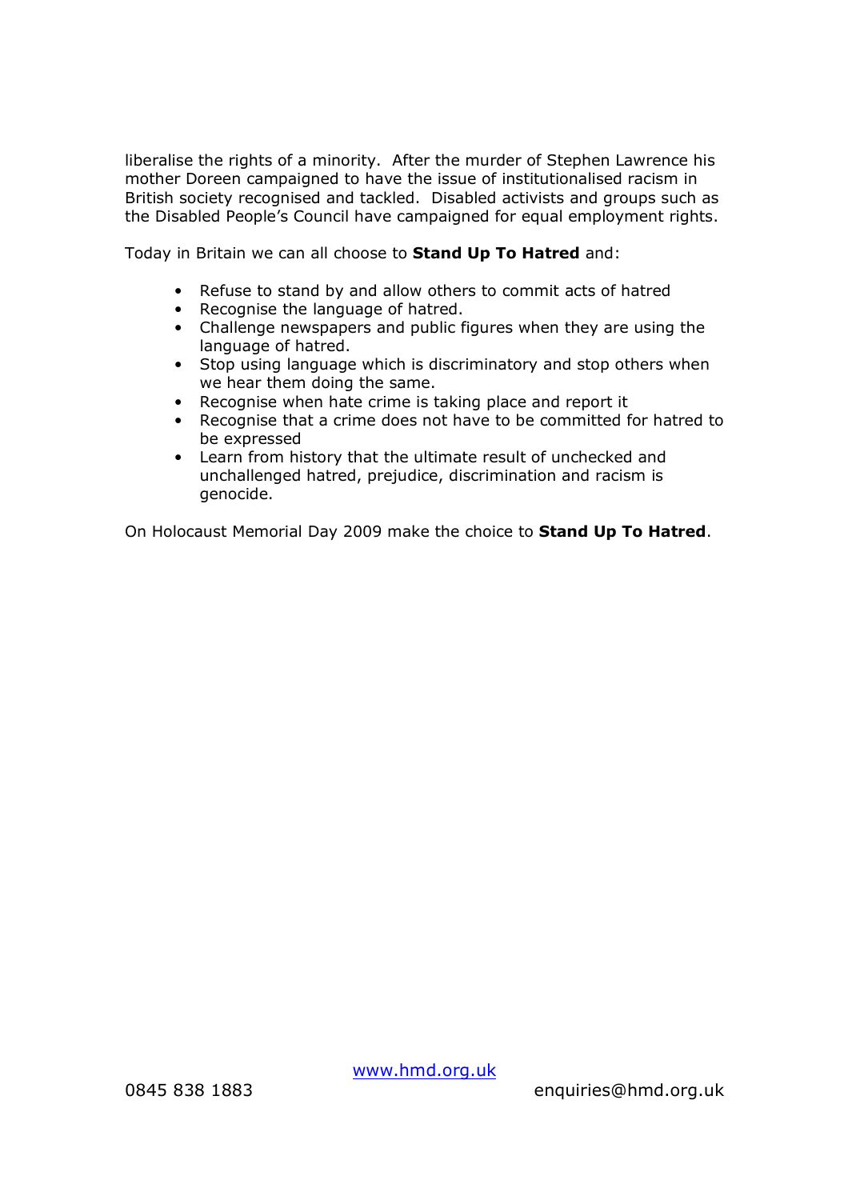liberalise the rights of a minority. After the murder of Stephen Lawrence his mother Doreen campaigned to have the issue of institutionalised racism in British society recognised and tackled. Disabled activists and groups such as the Disabled People's Council have campaigned for equal employment rights.

Today in Britain we can all choose to **Stand Up To Hatred** and:

- Refuse to stand by and allow others to commit acts of hatred
- Recognise the language of hatred.
- Challenge newspapers and public figures when they are using the language of hatred.
- Stop using language which is discriminatory and stop others when we hear them doing the same.
- Recognise when hate crime is taking place and report it
- Recognise that a crime does not have to be committed for hatred to be expressed
- Learn from history that the ultimate result of unchecked and unchallenged hatred, prejudice, discrimination and racism is genocide.

On Holocaust Memorial Day 2009 make the choice to **Stand Up To Hatred**.

www.hmd.org.uk

0845 838 1883 enquiries@hmd.org.uk